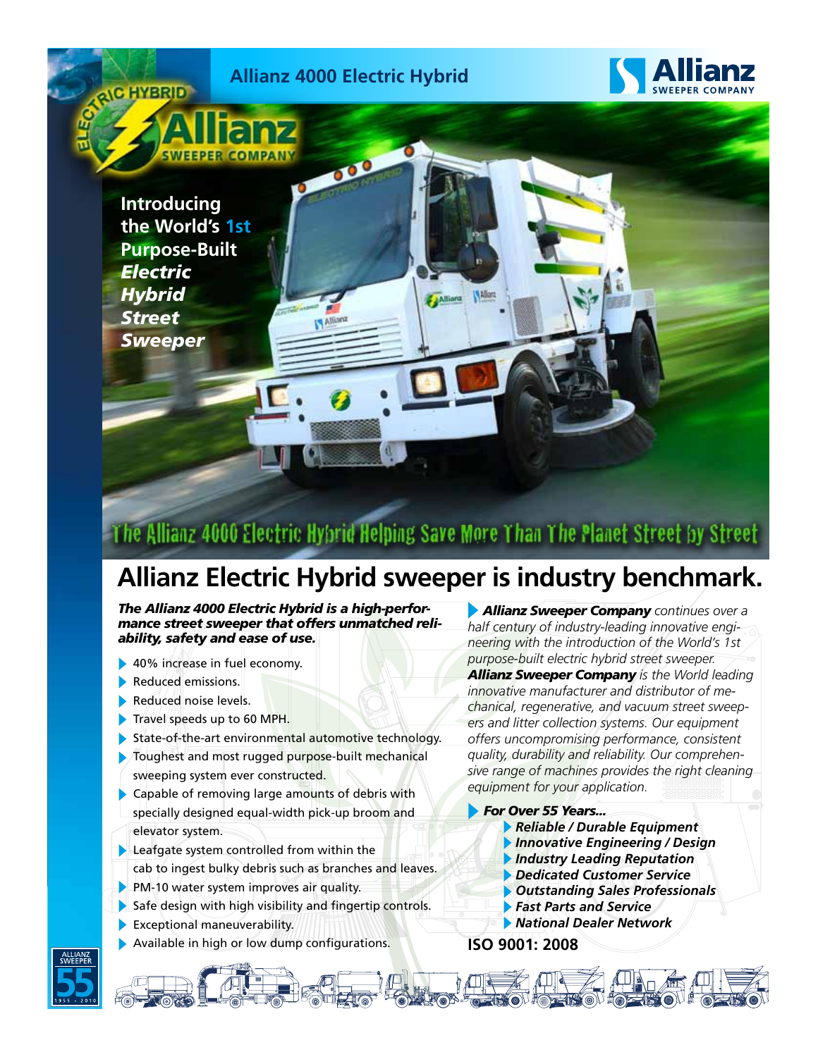Allianz 4000 Electric Hybrid

Introducing the World's 1st Purpose-Built ***Electric Hybrid Street Sweeper***

The Allianz 4000 Electric Hybrid Helping Save More Than The Planet Street by Street

# Allianz Electric Hybrid sweeper is industry benchmark.

***The Allianz 4000 Electric Hybrid is a high-performance street sweeper that offers unmatched reliability, safety and ease of use.***

- 40% increase in fuel economy.
- Reduced emissions.
- Reduced noise levels.
- Travel speeds up to 60 MPH.
- State-of-the-art environmental automotive technology.
- Toughest and most rugged purpose-built mechanical sweeping system ever constructed.
- Capable of removing large amounts of debris with specially designed equal-width pick-up broom and elevator system.
- Leafgate system controlled from within the cab to ingest bulky debris such as branches and leaves.
- PM-10 water system improves air quality.
- Safe design with high visibility and fingertip controls.
- Exceptional maneuverability.
- Available in high or low dump configurations.

***Allianz Sweeper Company*** *continues over a half century of industry-leading innovative engineering with the introduction of the World's 1st purpose-built electric hybrid street sweeper.* ***Allianz Sweeper Company*** *is the World leading innovative manufacturer and distributor of mechanical, regenerative, and vacuum street sweepers and litter collection systems. Our equipment offers uncompromising performance, consistent quality, durability and reliability. Our comprehensive range of machines provides the right cleaning equipment for your application.*

***For Over 55 Years...***

- ***Reliable / Durable Equipment***
- ***Innovative Engineering / Design***
- ***Industry Leading Reputation***
- ***Dedicated Customer Service***
- ***Outstanding Sales Professionals***
- ***Fast Parts and Service***
- ***National Dealer Network***

**ISO 9001: 2008**

ALLIANZ SWEEPER 55 1955 - 2010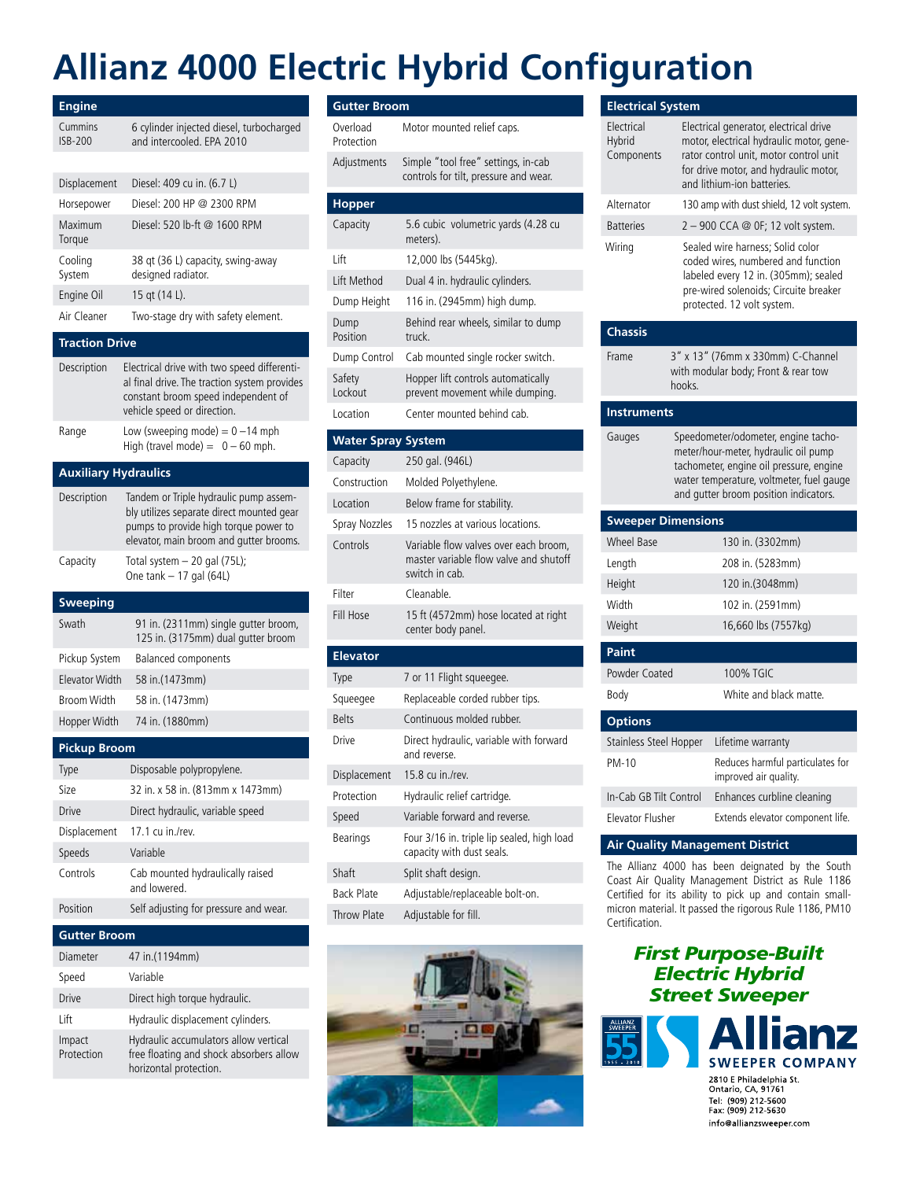# Allianz 4000 Electric Hybrid Configuration

## Engine

| | |
|---|---|
| Cummins ISB-200 | 6 cylinder injected diesel, turbocharged and intercooled. EPA 2010 |
| Displacement | Diesel: 409 cu in. (6.7 L) |
| Horsepower | Diesel: 200 HP @ 2300 RPM |
| Maximum Torque | Diesel: 520 lb-ft @ 1600 RPM |
| Cooling System | 38 qt (36 L) capacity, swing-away designed radiator. |
| Engine Oil | 15 qt (14 L). |
| Air Cleaner | Two-stage dry with safety element. |

## Traction Drive

| | |
|---|---|
| Description | Electrical drive with two speed differential final drive. The traction system provides constant broom speed independent of vehicle speed or direction. |
| Range | Low (sweeping mode) = 0 –14 mph<br>High (travel mode) = 0 – 60 mph. |

## Auxiliary Hydraulics

| | |
|---|---|
| Description | Tandem or Triple hydraulic pump assembly utilizes separate direct mounted gear pumps to provide high torque power to elevator, main broom and gutter brooms. |
| Capacity | Total system – 20 gal (75L);<br>One tank – 17 gal (64L) |

## Sweeping

| | |
|---|---|
| Swath | 91 in. (2311mm) single gutter broom, 125 in. (3175mm) dual gutter broom |
| Pickup System | Balanced components |
| Elevator Width | 58 in.(1473mm) |
| Broom Width | 58 in. (1473mm) |
| Hopper Width | 74 in. (1880mm) |

## Pickup Broom

| | |
|---|---|
| Type | Disposable polypropylene. |
| Size | 32 in. x 58 in. (813mm x 1473mm) |
| Drive | Direct hydraulic, variable speed |
| Displacement | 17.1 cu in./rev. |
| Speeds | Variable |
| Controls | Cab mounted hydraulically raised and lowered. |
| Position | Self adjusting for pressure and wear. |

## Gutter Broom

| | |
|---|---|
| Diameter | 47 in.(1194mm) |
| Speed | Variable |
| Drive | Direct high torque hydraulic. |
| Lift | Hydraulic displacement cylinders. |
| Impact Protection | Hydraulic accumulators allow vertical free floating and shock absorbers allow horizontal protection. |
| Overload Protection | Motor mounted relief caps. |
| Adjustments | Simple "tool free" settings, in-cab controls for tilt, pressure and wear. |

## Hopper

| | |
|---|---|
| Capacity | 5.6 cubic volumetric yards (4.28 cu meters). |
| Lift | 12,000 lbs (5445kg). |
| Lift Method | Dual 4 in. hydraulic cylinders. |
| Dump Height | 116 in. (2945mm) high dump. |
| Dump Position | Behind rear wheels, similar to dump truck. |
| Dump Control | Cab mounted single rocker switch. |
| Safety Lockout | Hopper lift controls automatically prevent movement while dumping. |
| Location | Center mounted behind cab. |

## Water Spray System

| | |
|---|---|
| Capacity | 250 gal. (946L) |
| Construction | Molded Polyethylene. |
| Location | Below frame for stability. |
| Spray Nozzles | 15 nozzles at various locations. |
| Controls | Variable flow valves over each broom, master variable flow valve and shutoff switch in cab. |
| Filter | Cleanable. |
| Fill Hose | 15 ft (4572mm) hose located at right center body panel. |

## Elevator

| | |
|---|---|
| Type | 7 or 11 Flight squeegee. |
| Squeegee | Replaceable corded rubber tips. |
| Belts | Continuous molded rubber. |
| Drive | Direct hydraulic, variable with forward and reverse. |
| Displacement | 15.8 cu in./rev. |
| Protection | Hydraulic relief cartridge. |
| Speed | Variable forward and reverse. |
| Bearings | Four 3/16 in. triple lip sealed, high load capacity with dust seals. |
| Shaft | Split shaft design. |
| Back Plate | Adjustable/replaceable bolt-on. |
| Throw Plate | Adjustable for fill. |

## Electrical System

| | |
|---|---|
| Electrical Hybrid Components | Electrical generator, electrical drive motor, electrical hydraulic motor, generator control unit, motor control unit for drive motor, and hydraulic motor, and lithium-ion batteries. |
| Alternator | 130 amp with dust shield, 12 volt system. |
| Batteries | 2 – 900 CCA @ 0F; 12 volt system. |
| Wiring | Sealed wire harness; Solid color coded wires, numbered and function labeled every 12 in. (305mm); sealed pre-wired solenoids; Circuite breaker protected. 12 volt system. |

## Chassis

| | |
|---|---|
| Frame | 3" x 13" (76mm x 330mm) C-Channel with modular body; Front & rear tow hooks. |

## Instruments

| | |
|---|---|
| Gauges | Speedometer/odometer, engine tachometer/hour-meter, hydraulic oil pump tachometer, engine oil pressure, engine water temperature, voltmeter, fuel gauge and gutter broom position indicators. |

## Sweeper Dimensions

| | |
|---|---|
| Wheel Base | 130 in. (3302mm) |
| Length | 208 in. (5283mm) |
| Height | 120 in.(3048mm) |
| Width | 102 in. (2591mm) |
| Weight | 16,660 lbs (7557kg) |

## Paint

| | |
|---|---|
| Powder Coated | 100% TGIC |
| Body | White and black matte. |

## Options

| | |
|---|---|
| Stainless Steel Hopper | Lifetime warranty |
| PM-10 | Reduces harmful particulates for improved air quality. |
| In-Cab GB Tilt Control | Enhances curbline cleaning |
| Elevator Flusher | Extends elevator component life. |

## Air Quality Management District

The Allianz 4000 has been deignated by the South Coast Air Quality Management District as Rule 1186 Certified for its ability to pick up and contain small-micron material. It passed the rigorous Rule 1186, PM10 Certification.

***First Purpose-Built Electric Hybrid Street Sweeper***

Allianz Sweeper 55 1955 – 2010

**Allianz**
SWEEPER COMPANY

2810 E Philadelphia St.
Ontario, CA, 91761
Tel: (909) 212-5600
Fax: (909) 212-5630
info@allianzsweeper.com